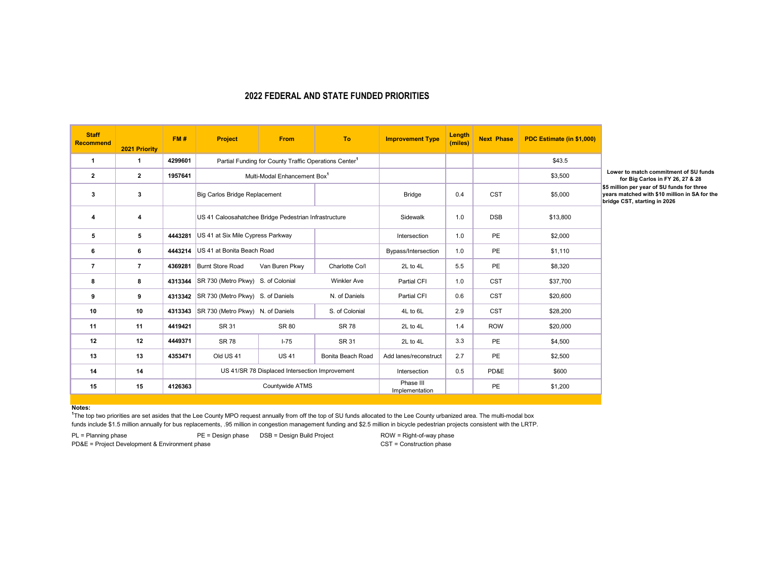# 2022 FEDERAL AND STATE FUNDED PRIORITIES

| Staff Recommend | 2021 Priority | FM # | Project | From | To | Improvement Type | Length (miles) | Next Phase | PDC Estimate (in $1,000) |
|---|---|---|---|---|---|---|---|---|---|
| 1 | 1 | 4299601 | Partial Funding for County Traffic Operations Center[1] | | | | | | $43.5 |
| 2 | 2 | 1957641 | Multi-Modal Enhancement Box[1] | | | | | | $3,500 |
| 3 | 3 | | Big Carlos Bridge Replacement | | | Bridge | 0.4 | CST | $5,000 |
| 4 | 4 | | US 41 Caloosahatchee Bridge Pedestrian Infrastructure | | | Sidewalk | 1.0 | DSB | $13,800 |
| 5 | 5 | 4443281 | US 41 at Six Mile Cypress Parkway | | | Intersection | 1.0 | PE | $2,000 |
| 6 | 6 | 4443214 | US 41 at Bonita Beach Road | | | Bypass/Intersection | 1.0 | PE | $1,110 |
| 7 | 7 | 4369281 | Burnt Store Road | Van Buren Pkwy | Charlotte Co/l | 2L to 4L | 5.5 | PE | $8,320 |
| 8 | 8 | 4313344 | SR 730 (Metro Pkwy) | S. of Colonial | Winkler Ave | Partial CFI | 1.0 | CST | $37,700 |
| 9 | 9 | 4313342 | SR 730 (Metro Pkwy) | S. of Daniels | N. of Daniels | Partial CFI | 0.6 | CST | $20,600 |
| 10 | 10 | 4313343 | SR 730 (Metro Pkwy) | N. of Daniels | S. of Colonial | 4L to 6L | 2.9 | CST | $28,200 |
| 11 | 11 | 4419421 | SR 31 | SR 80 | SR 78 | 2L to 4L | 1.4 | ROW | $20,000 |
| 12 | 12 | 4449371 | SR 78 | I-75 | SR 31 | 2L to 4L | 3.3 | PE | $4,500 |
| 13 | 13 | 4353471 | Old US 41 | US 41 | Bonita Beach Road | Add lanes/reconstruct | 2.7 | PE | $2,500 |
| 14 | 14 | | US 41/SR 78 Displaced Intersection Improvement | | | Intersection | 0.5 | PD&E | $600 |
| 15 | 15 | 4126363 | Countywide ATMS | | | Phase III Implementation | | PE | $1,200 |

**Lower to match commitment of SU funds for Big Carlos in FY 26, 27 & 28**

**$5 million per year of SU funds for three years matched with $10 million in SA for the bridge CST, starting in 2026**

**Notes:**

[1]The top two priorities are set asides that the Lee County MPO request annually from off the top of SU funds allocated to the Lee County urbanized area. The multi-modal box funds include $1.5 million annually for bus replacements, .95 million in congestion management funding and $2.5 million in bicycle pedestrian projects consistent with the LRTP.

PL = Planning phase  
PE = Design phase  
DSB = Design Build Project  
ROW = Right-of-way phase  
PD&E = Project Development & Environment phase  
CST = Construction phase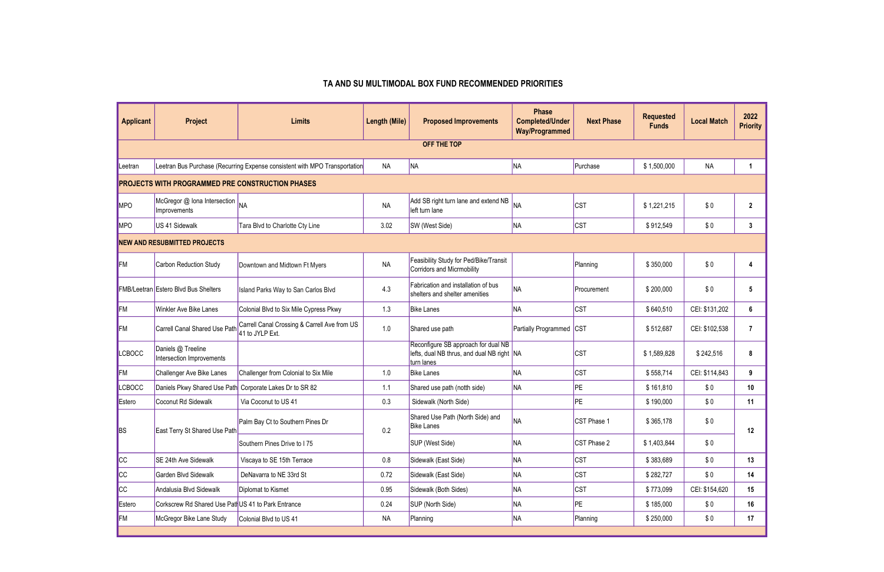# TA AND SU MULTIMODAL BOX FUND RECOMMENDED PRIORITIES

| Applicant | Project | Limits | Length (Mile) | Proposed Improvements | Phase Completed/Under Way/Programmed | Next Phase | Requested Funds | Local Match | 2022 Priority |
|---|---|---|---|---|---|---|---|---|---|
| **OFF THE TOP** | | | | | | | | | |
| Leetran | Leetran Bus Purchase (Recurring Expense consistent with MPO Transportation | | NA | NA | NA | Purchase | $ 1,500,000 | NA | 1 |
| **PROJECTS WITH PROGRAMMED PRE CONSTRUCTION PHASES** | | | | | | | | | |
| MPO | McGregor @ Iona Intersection Improvements | NA | NA | Add SB right turn lane and extend NB left turn lane | NA | CST | $ 1,221,215 | $ 0 | 2 |
| MPO | US 41 Sidewalk | Tara Blvd to Charlotte Cty Line | 3.02 | SW (West Side) | NA | CST | $ 912,549 | $ 0 | 3 |
| **NEW AND RESUBMITTED PROJECTS** | | | | | | | | | |
| FM | Carbon Reduction Study | Downtown and Midtown Ft Myers | NA | Feasibility Study for Ped/Bike/Transit Corridors and Micrmobility | | Planning | $ 350,000 | $ 0 | 4 |
| FMB/Leetran | Estero Blvd Bus Shelters | Island Parks Way to San Carlos Blvd | 4.3 | Fabrication and installation of bus shelters and shelter amenities | NA | Procurement | $ 200,000 | $ 0 | 5 |
| FM | Winkler Ave Bike Lanes | Colonial Blvd to Six Mile Cypress Pkwy | 1.3 | Bike Lanes | NA | CST | $ 640,510 | CEI: $131,202 | 6 |
| FM | Carrell Canal Shared Use Path | Carrell Canal Crossing & Carrell Ave from US 41 to JYLP Ext. | 1.0 | Shared use path | Partially Programmed | CST | $ 512,687 | CEI: $102,538 | 7 |
| LCBOCC | Daniels @ Treeline Intersection Improvements | | | Reconfigure SB approach for dual NB lefts, dual NB thrus, and dual NB right turn lanes | NA | CST | $ 1,589,828 | $ 242,516 | 8 |
| FM | Challenger Ave Bike Lanes | Challenger from Colonial to Six Mile | 1.0 | Bike Lanes | NA | CST | $ 558,714 | CEI: $114,843 | 9 |
| LCBOCC | Daniels Pkwy Shared Use Path | Corporate Lakes Dr to SR 82 | 1.1 | Shared use path (notth side) | NA | PE | $ 161,810 | $ 0 | 10 |
| Estero | Coconut Rd Sidewalk | Via Coconut to US 41 | 0.3 | Sidewalk (North Side) | | PE | $ 190,000 | $ 0 | 11 |
| BS | East Terry St Shared Use Path | Palm Bay Ct to Southern Pines Dr | 0.2 | Shared Use Path (North Side) and Bike Lanes | NA | CST Phase 1 | $ 365,178 | $ 0 | 12 |
| | | Southern Pines Drive to I 75 | | SUP (West Side) | NA | CST Phase 2 | $ 1,403,844 | $ 0 | |
| CC | SE 24th Ave Sidewalk | Viscaya to SE 15th Terrace | 0.8 | Sidewalk (East Side) | NA | CST | $ 383,689 | $ 0 | 13 |
| CC | Garden Blvd Sidewalk | DeNavarra to NE 33rd St | 0.72 | Sidewalk (East Side) | NA | CST | $ 282,727 | $ 0 | 14 |
| CC | Andalusia Blvd Sidewalk | Diplomat to Kismet | 0.95 | Sidewalk (Both Sides) | NA | CST | $ 773,099 | CEI: $154,620 | 15 |
| Estero | Corkscrew Rd Shared Use Path | US 41 to Park Entrance | 0.24 | SUP (North Side) | NA | PE | $ 185,000 | $ 0 | 16 |
| FM | McGregor Bike Lane Study | Colonial Blvd to US 41 | NA | Planning | NA | Planning | $ 250,000 | $ 0 | 17 |